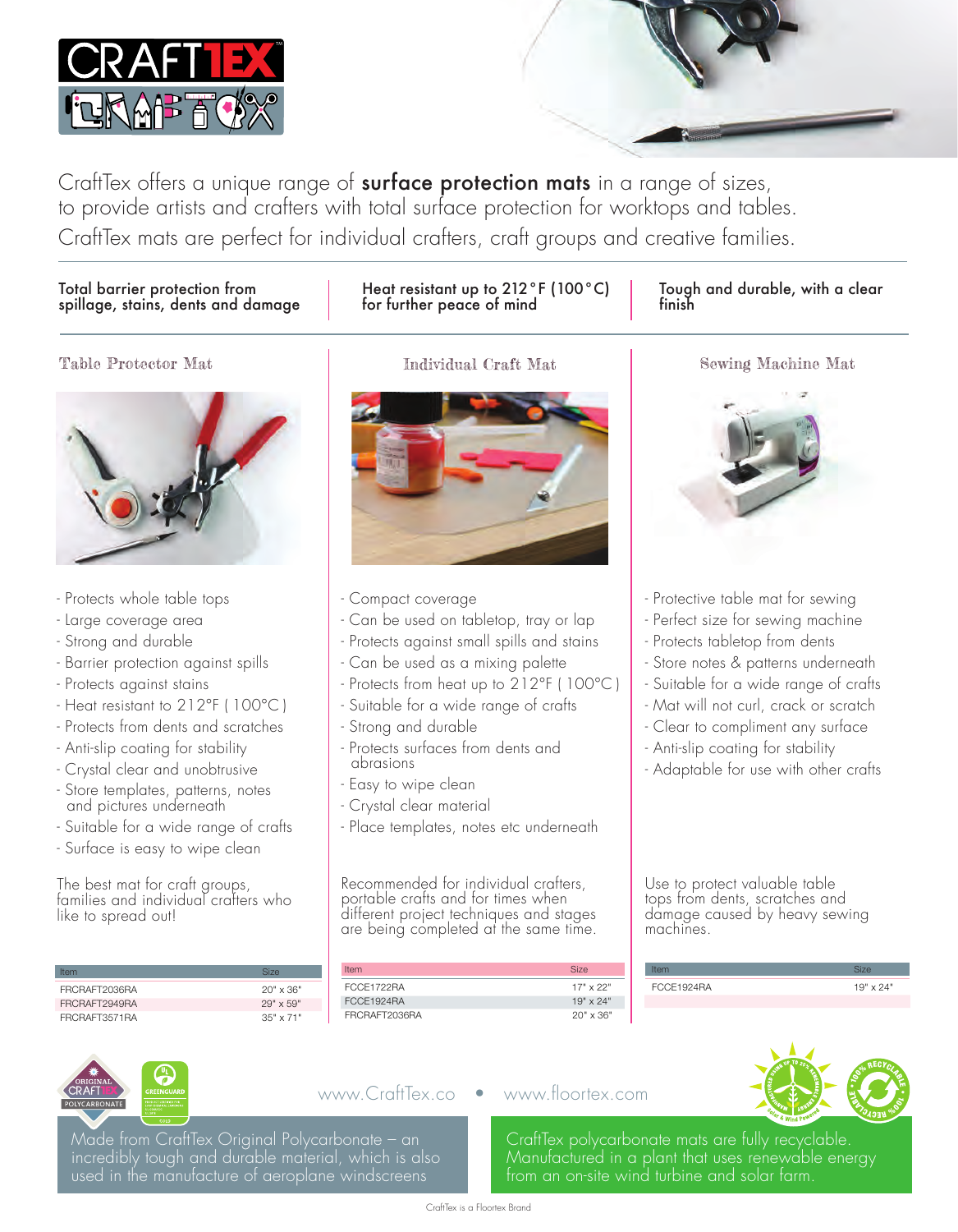CraftTex offers a unique range of **surface protection mats** in a range of sizes, to provide artists and crafters with total surface protection for worktops and tables. CraftTex mats are perfect for individual crafters, craft groups and creative families.

Total barrier protection from spillage, stains, dents and damage

Heat resistant up to 212°F (100°C) for further peace of mind

Tough and durable, with a clear finish

## Table Protector Mat

- Protects whole table tops
- Large coverage area
- Strong and durable
- Barrier protection against spills
- Protects against stains
- Heat resistant to 212°F ( 100°C )
- Protects from dents and scratches
- Anti-slip coating for stability
- Crystal clear and unobtrusive
- Store templates, patterns, notes and pictures underneath
- Suitable for a wide range of crafts
- Surface is easy to wipe clean

The best mat for craft groups, families and individual crafters who like to spread out!

| Item | Size |
|---|---|
| FRCRAFT2036RA | 20" x 36" |
| FRCRAFT2949RA | 29" x 59" |
| FRCRAFT3571RA | 35" x 71" |

## Individual Craft Mat

- Compact coverage
- Can be used on tabletop, tray or lap
- Protects against small spills and stains
- Can be used as a mixing palette
- Protects from heat up to 212°F ( 100°C )
- Suitable for a wide range of crafts
- Strong and durable
- Protects surfaces from dents and abrasions
- Easy to wipe clean
- Crystal clear material
- Place templates, notes etc underneath

Recommended for individual crafters, portable crafts and for times when different project techniques and stages are being completed at the same time.

| Item | Size |
|---|---|
| FCCE1722RA | 17" x 22" |
| FCCE1924RA | 19" x 24" |
| FRCRAFT2036RA | 20" x 36" |

## Sewing Machine Mat

- Protective table mat for sewing
- Perfect size for sewing machine
- Protects tabletop from dents
- Store notes & patterns underneath
- Suitable for a wide range of crafts
- Mat will not curl, crack or scratch
- Clear to compliment any surface
- Anti-slip coating for stability
- Adaptable for use with other crafts

Use to protect valuable table tops from dents, scratches and damage caused by heavy sewing machines.

| Item | Size |
|---|---|
| FCCE1924RA | 19" x 24" |

www.CraftTex.co • www.floortex.com

Made from CraftTex Original Polycarbonate – an incredibly tough and durable material, which is also used in the manufacture of aeroplane windscreens

CraftTex polycarbonate mats are fully recyclable. Manufactured in a plant that uses renewable energy from an on-site wind turbine and solar farm.

CraftTex is a Floortex Brand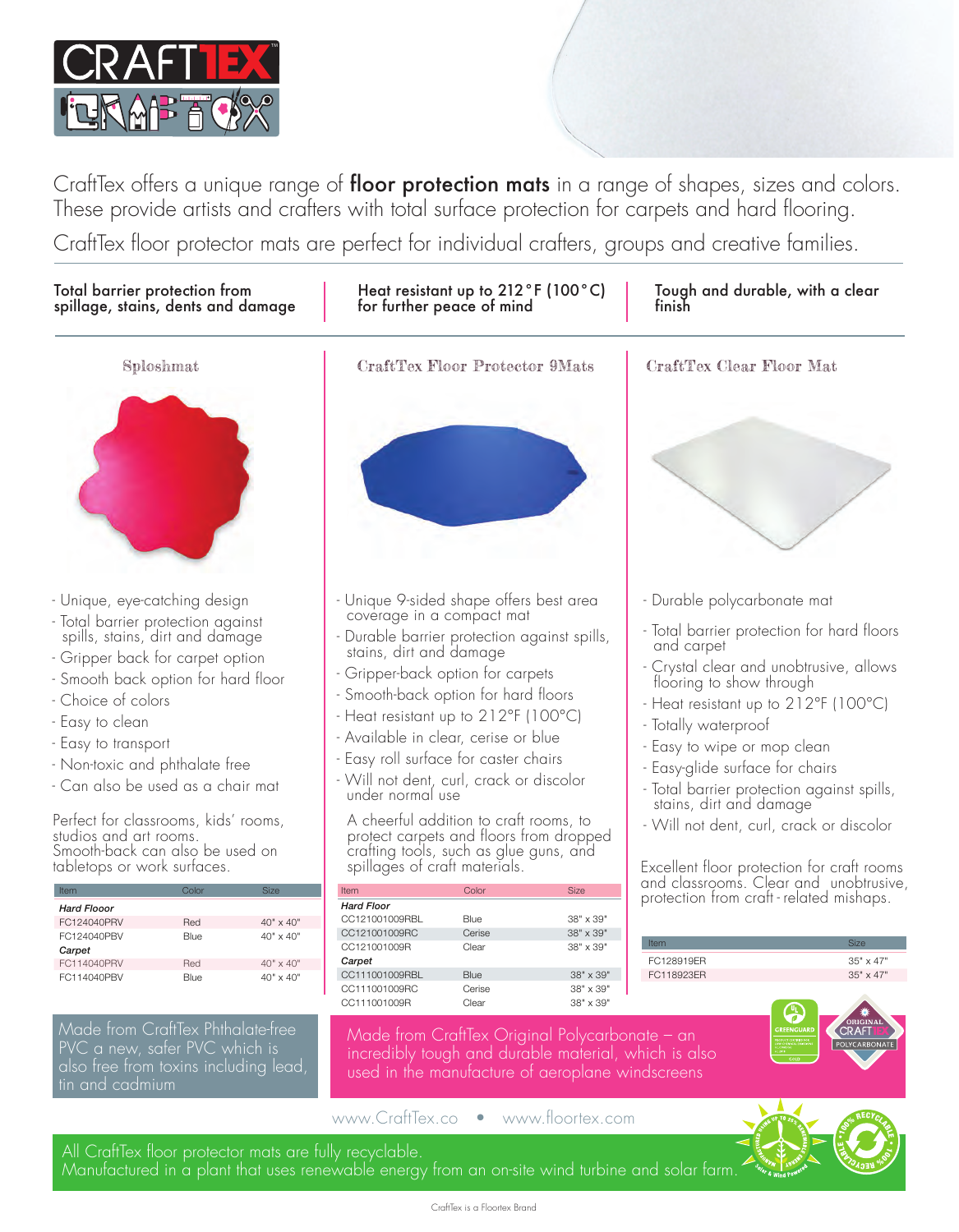CraftTex offers a unique range of **floor protection mats** in a range of shapes, sizes and colors. These provide artists and crafters with total surface protection for carpets and hard flooring.

CraftTex floor protector mats are perfect for individual crafters, groups and creative families.

**Total barrier protection from spillage, stains, dents and damage**

**Heat resistant up to 212°F (100°C) for further peace of mind**

**Tough and durable, with a clear finish**

## Sploshmat

- Unique, eye-catching design
- Total barrier protection against spills, stains, dirt and damage
- Gripper back for carpet option
- Smooth back option for hard floor
- Choice of colors
- Easy to clean
- Easy to transport
- Non-toxic and phthalate free
- Can also be used as a chair mat

Perfect for classrooms, kids' rooms, studios and art rooms. Smooth-back can also be used on tabletops or work surfaces.

| Item | Color | Size |
|---|---|---|
| *Hard Flooor* | | |
| FC124040PRV | Red | 40" x 40" |
| FC124040PBV | Blue | 40" x 40" |
| *Carpet* | | |
| FC114040PRV | Red | 40" x 40" |
| FC114040PBV | Blue | 40" x 40" |

Made from CraftTex Phthalate-free PVC a new, safer PVC which is also free from toxins including lead, tin and cadmium

## CraftTex Floor Protector 9Mats

- Unique 9-sided shape offers best area coverage in a compact mat
- Durable barrier protection against spills, stains, dirt and damage
- Gripper-back option for carpets
- Smooth-back option for hard floors
- Heat resistant up to 212°F (100°C)
- Available in clear, cerise or blue
- Easy roll surface for caster chairs
- Will not dent, curl, crack or discolor under normal use

A cheerful addition to craft rooms, to protect carpets and floors from dropped crafting tools, such as glue guns, and spillages of craft materials.

| Item | Color | Size |
|---|---|---|
| *Hard Floor* | | |
| CC121001009RBL | Blue | 38" x 39" |
| CC121001009RC | Cerise | 38" x 39" |
| CC121001009R | Clear | 38" x 39" |
| *Carpet* | | |
| CC111001009RBL | Blue | 38" x 39" |
| CC111001009RC | Cerise | 38" x 39" |
| CC111001009R | Clear | 38" x 39" |

## CraftTex Clear Floor Mat

- Durable polycarbonate mat
- Total barrier protection for hard floors and carpet
- Crystal clear and unobtrusive, allows flooring to show through
- Heat resistant up to 212°F (100°C)
- Totally waterproof
- Easy to wipe or mop clean
- Easy-glide surface for chairs
- Total barrier protection against spills, stains, dirt and damage
- Will not dent, curl, crack or discolor

Excellent floor protection for craft rooms and classrooms. Clear and unobtrusive, protection from craft-related mishaps.

| Item | Size |
|---|---|
| FC128919ER | 35" x 47" |
| FC118923ER | 35" x 47" |

Made from CraftTex Original Polycarbonate – an incredibly tough and durable material, which is also used in the manufacture of aeroplane windscreens

www.CraftTex.co • www.floortex.com

All CraftTex floor protector mats are fully recyclable.
Manufactured in a plant that uses renewable energy from an on-site wind turbine and solar farm.

CraftTex is a Floortex Brand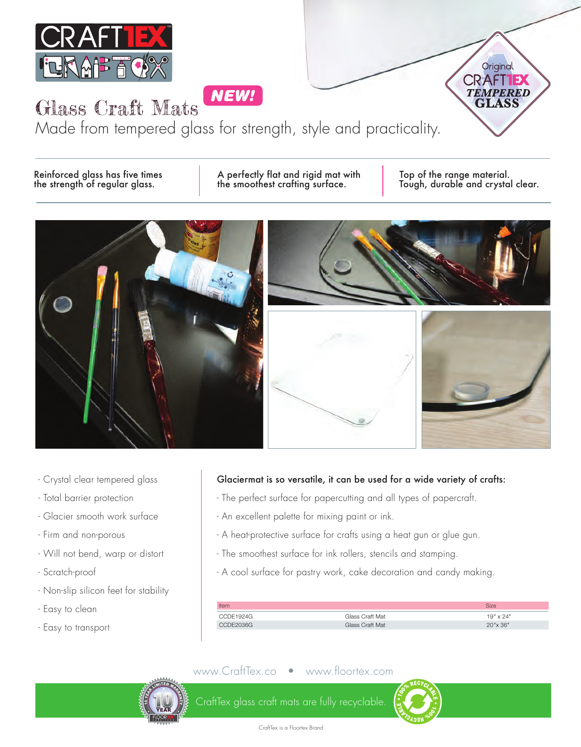# Glass Craft Mats

**NEW!**

Made from tempered glass for strength, style and practicality.

Original CRAFTTEX TEMPERED GLASS

**Reinforced glass has five times the strength of regular glass.**

**A perfectly flat and rigid mat with the smoothest crafting surface.**

**Top of the range material. Tough, durable and crystal clear.**

- Crystal clear tempered glass
- Total barrier protection
- Glacier smooth work surface
- Firm and non-porous
- Will not bend, warp or distort
- Scratch-proof
- Non-slip silicon feet for stability
- Easy to clean
- Easy to transport

**Glaciermat is so versatile, it can be used for a wide variety of crafts:**

- The perfect surface for papercutting and all types of papercraft.
- An excellent palette for mixing paint or ink.
- A heat-protective surface for crafts using a heat gun or glue gun.
- The smoothest surface for ink rollers, stencils and stamping.
- A cool surface for pastry work, cake decoration and candy making.

| Item | | Size |
|---|---|---|
| CCDE1924G | Glass Craft Mat | 19" x 24" |
| CCDE2036G | Glass Craft Mat | 20"x 36" |

www.CraftTex.co • www.floortex.com

CraftTex glass craft mats are fully recyclable.

CraftTex is a Floortex Brand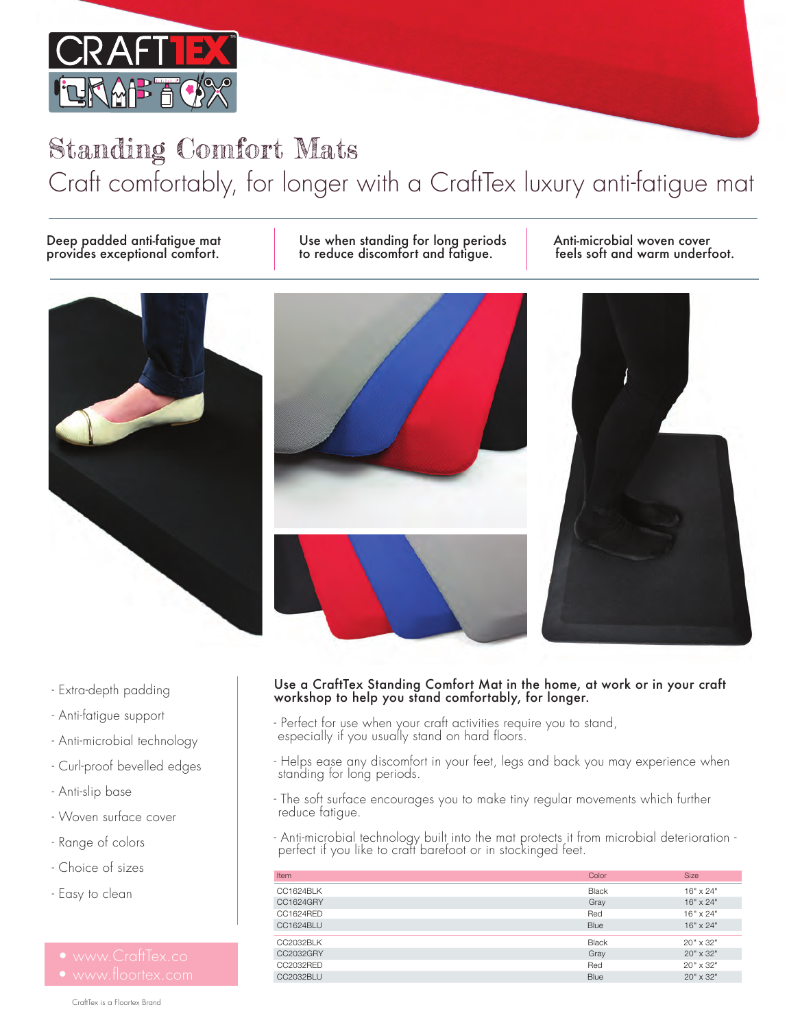CRAFTTEX

# Standing Comfort Mats

## Craft comfortably, for longer with a CraftTex luxury anti-fatigue mat

**Deep padded anti-fatigue mat provides exceptional comfort.**

**Use when standing for long periods to reduce discomfort and fatigue.**

**Anti-microbial woven cover feels soft and warm underfoot.**

- Extra-depth padding
- Anti-fatigue support
- Anti-microbial technology
- Curl-proof bevelled edges
- Anti-slip base
- Woven surface cover
- Range of colors
- Choice of sizes
- Easy to clean

**Use a CraftTex Standing Comfort Mat in the home, at work or in your craft workshop to help you stand comfortably, for longer.**

- Perfect for use when your craft activities require you to stand, especially if you usually stand on hard floors.

- Helps ease any discomfort in your feet, legs and back you may experience when standing for long periods.

- The soft surface encourages you to make tiny regular movements which further reduce fatigue.

- Anti-microbial technology built into the mat protects it from microbial deterioration - perfect if you like to craft barefoot or in stockinged feet.

| Item | Color | Size |
|---|---|---|
| CC1624BLK | Black | 16" x 24" |
| CC1624GRY | Gray | 16" x 24" |
| CC1624RED | Red | 16" x 24" |
| CC1624BLU | Blue | 16" x 24" |
| CC2032BLK | Black | 20" x 32" |
| CC2032GRY | Gray | 20" x 32" |
| CC2032RED | Red | 20" x 32" |
| CC2032BLU | Blue | 20" x 32" |

- www.CraftTex.co
- www.floortex.com

CraftTex is a Floortex Brand